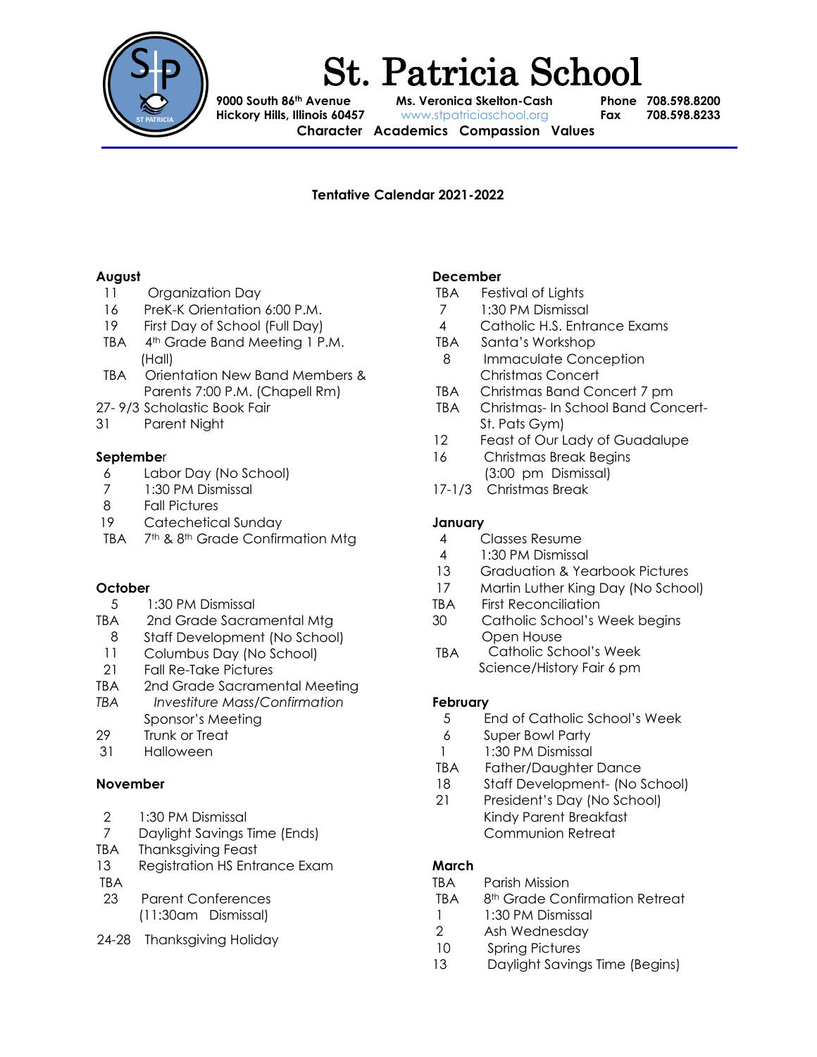# St. Patricia School

**9000 South 86th Avenue**
**Hickory Hills, Illinois 60457**

**Ms. Veronica Skelton-Cash**
www.stpatriciaschool.org

**Phone** 708.598.8200
**Fax** 708.598.8233

**Character Academics Compassion Values**

**Tentative Calendar 2021-2022**

**August**

- 11 Organization Day
- 16 PreK-K Orientation 6:00 P.M.
- 19 First Day of School (Full Day)
- TBA 4th Grade Band Meeting 1 P.M. (Hall)
- TBA Orientation New Band Members & Parents 7:00 P.M. (Chapell Rm)
- 27- 9/3 Scholastic Book Fair
- 31 Parent Night

**September**

- 6 Labor Day (No School)
- 7 1:30 PM Dismissal
- 8 Fall Pictures
- 19 Catechetical Sunday
- TBA 7th & 8th Grade Confirmation Mtg

**October**

- 5 1:30 PM Dismissal
- TBA 2nd Grade Sacramental Mtg
- 8 Staff Development (No School)
- 11 Columbus Day (No School)
- 21 Fall Re-Take Pictures
- TBA 2nd Grade Sacramental Meeting
- *TBA* *Investiture Mass/Confirmation* Sponsor's Meeting
- 29 Trunk or Treat
- 31 Halloween

**November**

- 2 1:30 PM Dismissal
- 7 Daylight Savings Time (Ends)
- TBA Thanksgiving Feast
- 13 Registration HS Entrance Exam
- TBA
- 23 Parent Conferences (11:30am Dismissal)
- 24-28 Thanksgiving Holiday

**December**

- TBA Festival of Lights
- 7 1:30 PM Dismissal
- 4 Catholic H.S. Entrance Exams
- TBA Santa's Workshop
- 8 Immaculate Conception Christmas Concert
- TBA Christmas Band Concert 7 pm
- TBA Christmas- In School Band Concert- St. Pats Gym)
- 12 Feast of Our Lady of Guadalupe
- 16 Christmas Break Begins (3:00 pm Dismissal)
- 17-1/3 Christmas Break

**January**

- 4 Classes Resume
- 4 1:30 PM Dismissal
- 13 Graduation & Yearbook Pictures
- 17 Martin Luther King Day (No School)
- TBA First Reconciliation
- 30 Catholic School's Week begins Open House
- TBA Catholic School's Week Science/History Fair 6 pm

**February**

- 5 End of Catholic School's Week
- 6 Super Bowl Party
- 1 1:30 PM Dismissal
- TBA Father/Daughter Dance
- 18 Staff Development- (No School)
- 21 President's Day (No School) Kindy Parent Breakfast Communion Retreat

**March**

- TBA Parish Mission
- TBA 8th Grade Confirmation Retreat
- 1 1:30 PM Dismissal
- 2 Ash Wednesday
- 10 Spring Pictures
- 13 Daylight Savings Time (Begins)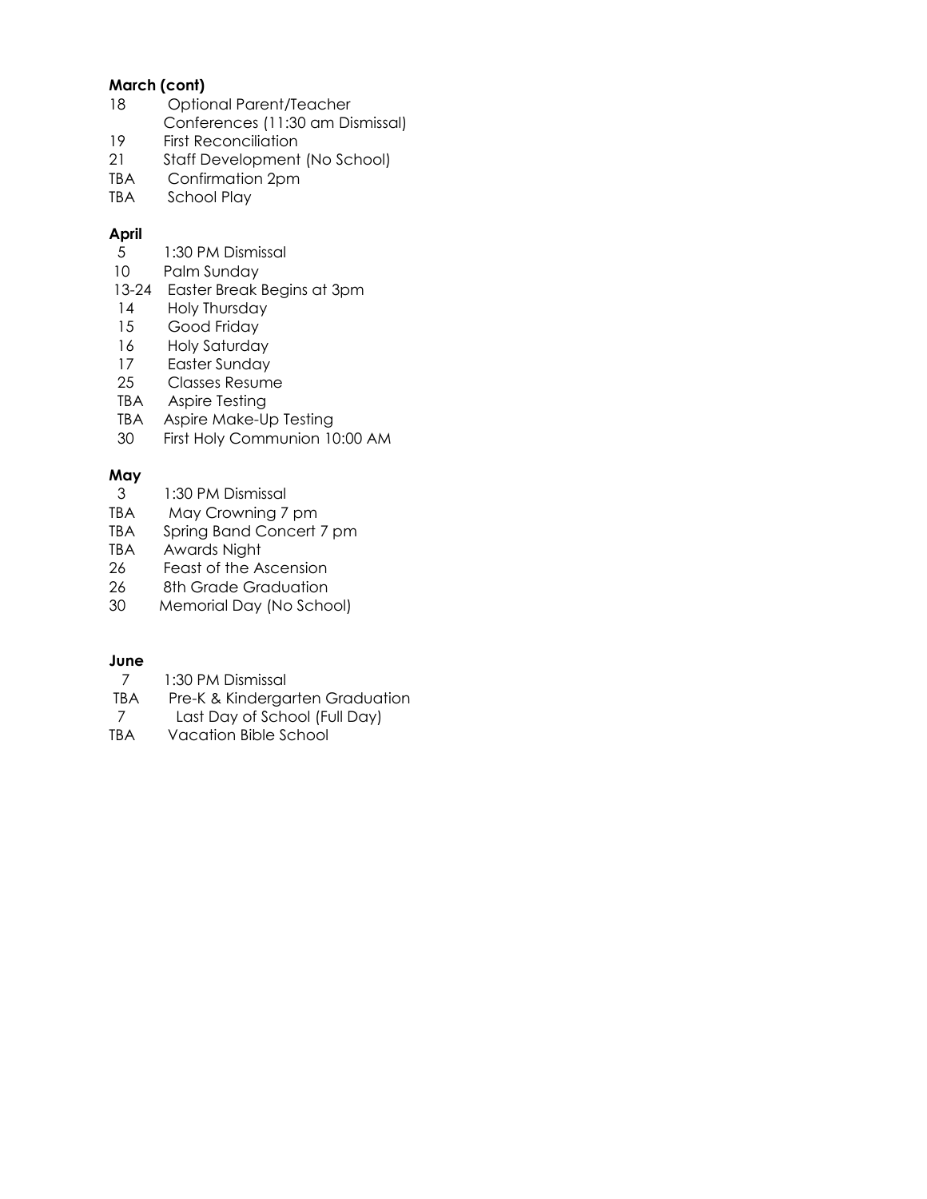**March (cont)**

18 Optional Parent/Teacher Conferences (11:30 am Dismissal)
19 First Reconciliation
21 Staff Development (No School)
TBA Confirmation 2pm
TBA School Play

**April**

5 1:30 PM Dismissal
10 Palm Sunday
13-24 Easter Break Begins at 3pm
14 Holy Thursday
15 Good Friday
16 Holy Saturday
17 Easter Sunday
25 Classes Resume
TBA Aspire Testing
TBA Aspire Make-Up Testing
30 First Holy Communion 10:00 AM

**May**

3 1:30 PM Dismissal
TBA May Crowning 7 pm
TBA Spring Band Concert 7 pm
TBA Awards Night
26 Feast of the Ascension
26 8th Grade Graduation
30 Memorial Day (No School)

**June**

7 1:30 PM Dismissal
TBA Pre-K & Kindergarten Graduation
7 Last Day of School (Full Day)
TBA Vacation Bible School